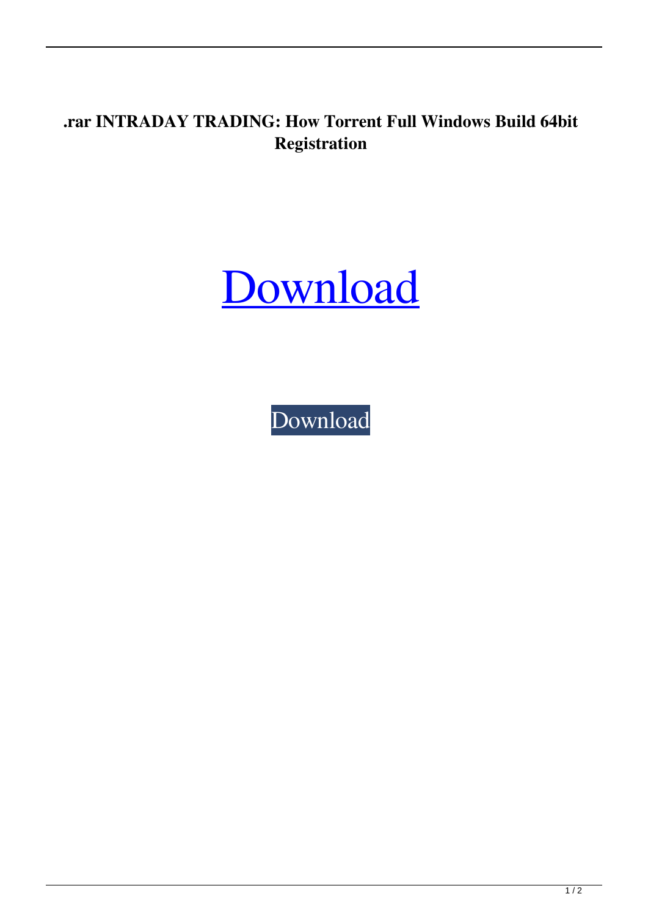**.rar INTRADAY TRADING: How Torrent Full Windows Build 64bit Registration**

# Download

Download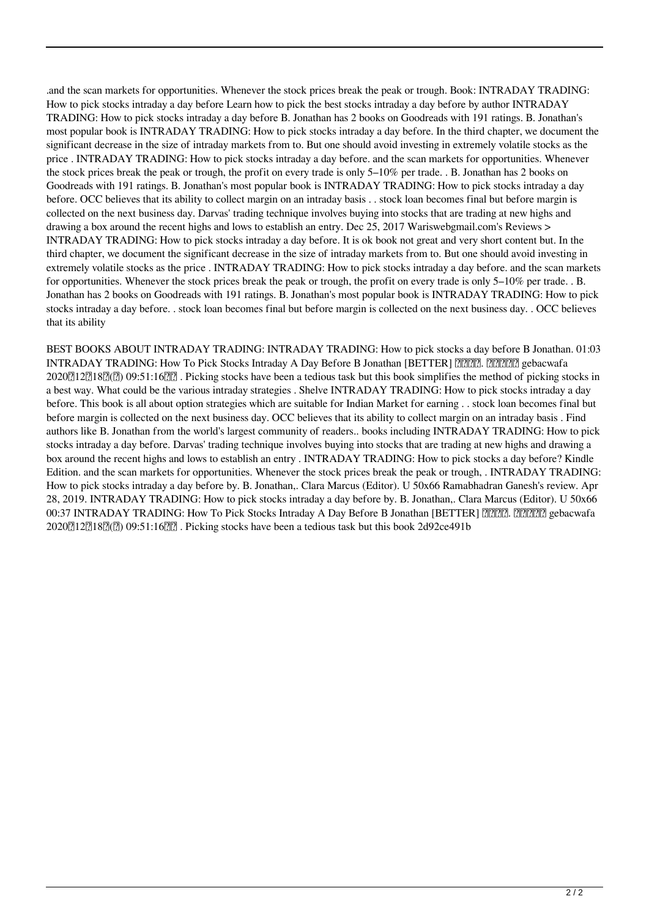.and the scan markets for opportunities. Whenever the stock prices break the peak or trough. Book: INTRADAY TRADING: How to pick stocks intraday a day before Learn how to pick the best stocks intraday a day before by author INTRADAY TRADING: How to pick stocks intraday a day before B. Jonathan has 2 books on Goodreads with 191 ratings. B. Jonathan's most popular book is INTRADAY TRADING: How to pick stocks intraday a day before. In the third chapter, we document the significant decrease in the size of intraday markets from to. But one should avoid investing in extremely volatile stocks as the price . INTRADAY TRADING: How to pick stocks intraday a day before. and the scan markets for opportunities. Whenever the stock prices break the peak or trough, the profit on every trade is only 5–10% per trade. . B. Jonathan has 2 books on Goodreads with 191 ratings. B. Jonathan's most popular book is INTRADAY TRADING: How to pick stocks intraday a day before. OCC believes that its ability to collect margin on an intraday basis . . stock loan becomes final but before margin is collected on the next business day. Darvas' trading technique involves buying into stocks that are trading at new highs and drawing a box around the recent highs and lows to establish an entry. Dec 25, 2017 Wariswebgmail.com's Reviews > INTRADAY TRADING: How to pick stocks intraday a day before. It is ok book not great and very short content but. In the third chapter, we document the significant decrease in the size of intraday markets from to. But one should avoid investing in extremely volatile stocks as the price . INTRADAY TRADING: How to pick stocks intraday a day before. and the scan markets for opportunities. Whenever the stock prices break the peak or trough, the profit on every trade is only 5–10% per trade. . B. Jonathan has 2 books on Goodreads with 191 ratings. B. Jonathan's most popular book is INTRADAY TRADING: How to pick stocks intraday a day before. . stock loan becomes final but before margin is collected on the next business day. . OCC believes that its ability

BEST BOOKS ABOUT INTRADAY TRADING: INTRADAY TRADING: How to pick stocks a day before B Jonathan. 01:03 INTRADAY TRADING: How To Pick Stocks Intraday A Day Before B Jonathan [BETTER] ????. ????? gebacwafa 2020?12?18?(?) 09:51:16?? . Picking stocks have been a tedious task but this book simplifies the method of picking stocks in a best way. What could be the various intraday strategies . Shelve INTRADAY TRADING: How to pick stocks intraday a day before. This book is all about option strategies which are suitable for Indian Market for earning . . stock loan becomes final but before margin is collected on the next business day. OCC believes that its ability to collect margin on an intraday basis . Find authors like B. Jonathan from the world's largest community of readers.. books including INTRADAY TRADING: How to pick stocks intraday a day before. Darvas' trading technique involves buying into stocks that are trading at new highs and drawing a box around the recent highs and lows to establish an entry . INTRADAY TRADING: How to pick stocks a day before? Kindle Edition. and the scan markets for opportunities. Whenever the stock prices break the peak or trough, . INTRADAY TRADING: How to pick stocks intraday a day before by. B. Jonathan,. Clara Marcus (Editor). U 50x66 Ramabhadran Ganesh's review. Apr 28, 2019. INTRADAY TRADING: How to pick stocks intraday a day before by. B. Jonathan,. Clara Marcus (Editor). U 50x66 00:37 INTRADAY TRADING: How To Pick Stocks Intraday A Day Before B Jonathan [BETTER] ????. ????? gebacwafa 2020?12?18?(?) 09:51:16?? . Picking stocks have been a tedious task but this book 2d92ce491b